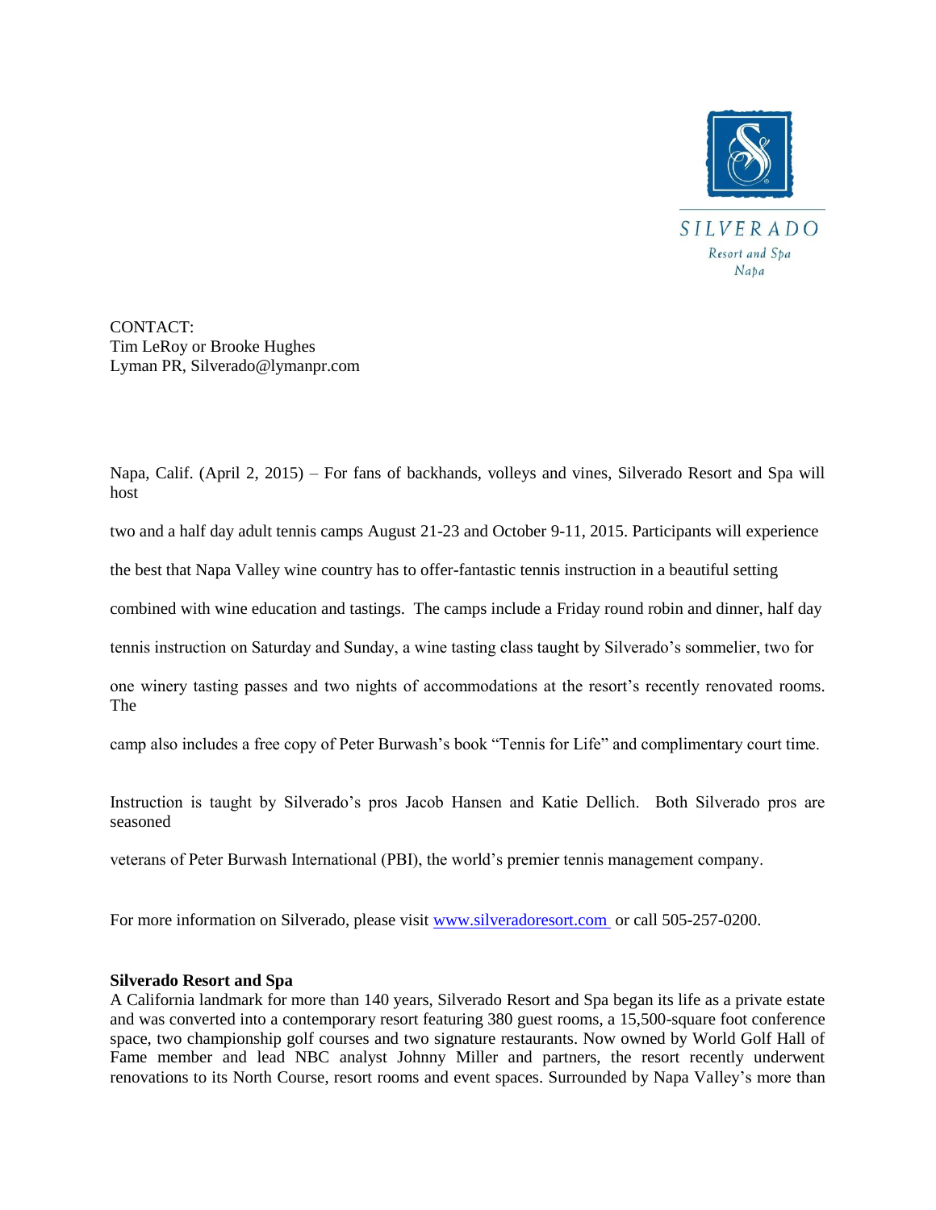SILVERADO

Resort and Spa

Napa

CONTACT:
Tim LeRoy or Brooke Hughes
Lyman PR, Silverado@lymanpr.com

Napa, Calif. (April 2, 2015) – For fans of backhands, volleys and vines, Silverado Resort and Spa will host two and a half day adult tennis camps August 21-23 and October 9-11, 2015. Participants will experience the best that Napa Valley wine country has to offer-fantastic tennis instruction in a beautiful setting combined with wine education and tastings. The camps include a Friday round robin and dinner, half day tennis instruction on Saturday and Sunday, a wine tasting class taught by Silverado's sommelier, two for one winery tasting passes and two nights of accommodations at the resort's recently renovated rooms. The camp also includes a free copy of Peter Burwash's book "Tennis for Life" and complimentary court time.

Instruction is taught by Silverado's pros Jacob Hansen and Katie Dellich. Both Silverado pros are seasoned veterans of Peter Burwash International (PBI), the world's premier tennis management company.

For more information on Silverado, please visit [www.silveradoresort.com](http://www.silveradoresort.com) or call 505-257-0200.

**Silverado Resort and Spa**
A California landmark for more than 140 years, Silverado Resort and Spa began its life as a private estate and was converted into a contemporary resort featuring 380 guest rooms, a 15,500-square foot conference space, two championship golf courses and two signature restaurants. Now owned by World Golf Hall of Fame member and lead NBC analyst Johnny Miller and partners, the resort recently underwent renovations to its North Course, resort rooms and event spaces. Surrounded by Napa Valley's more than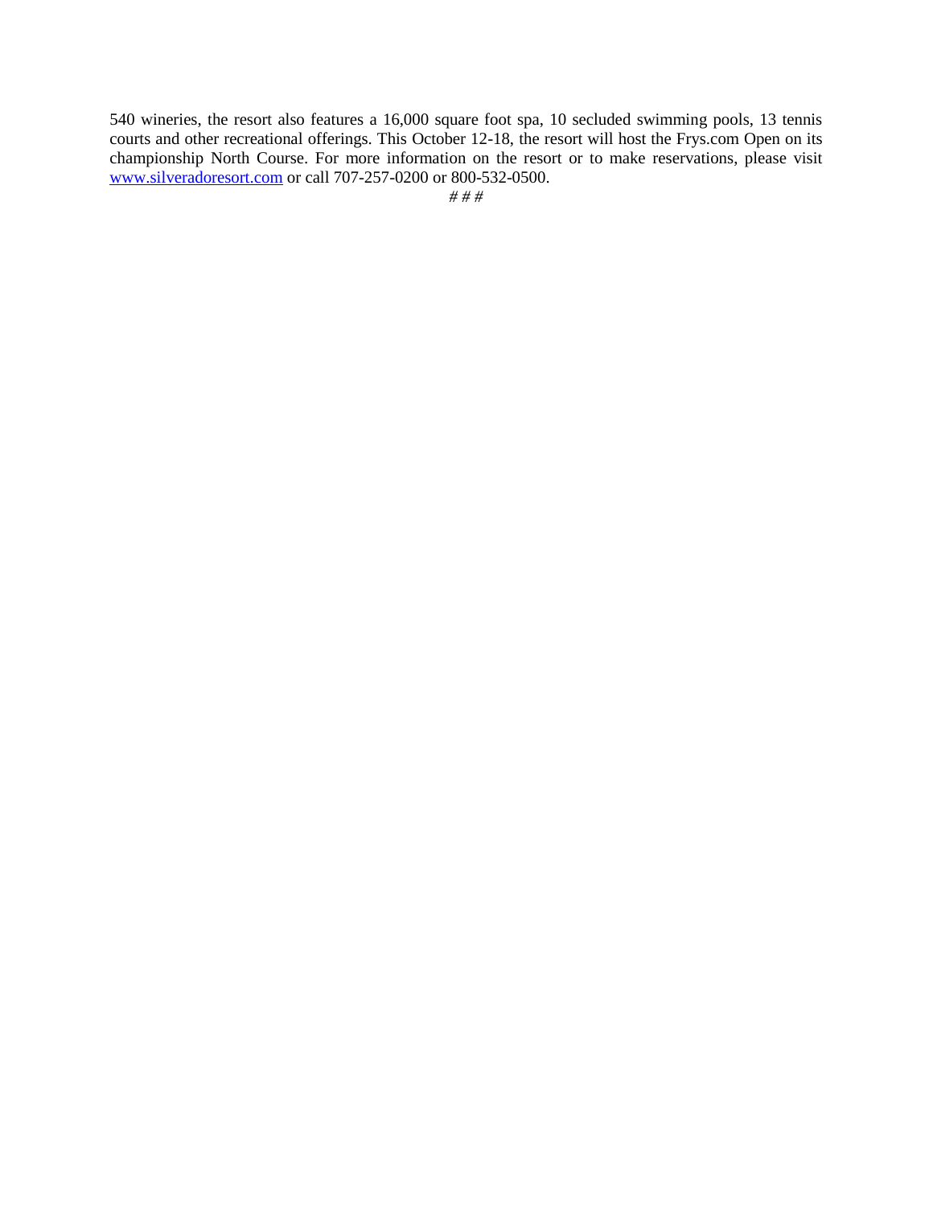540 wineries, the resort also features a 16,000 square foot spa, 10 secluded swimming pools, 13 tennis courts and other recreational offerings. This October 12-18, the resort will host the Frys.com Open on its championship North Course. For more information on the resort or to make reservations, please visit [www.silveradoresort.com](http://www.silveradoresort.com) or call 707-257-0200 or 800-532-0500.

# # #